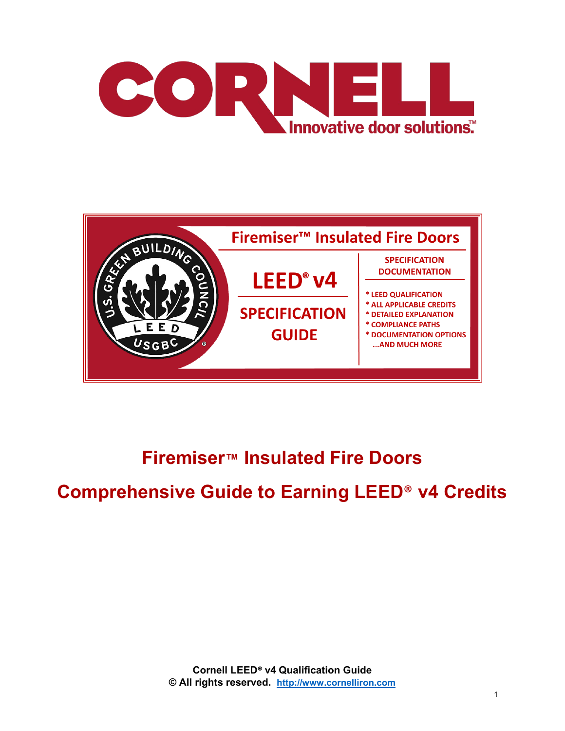# CORNELL

Innovative door solutions.™

## Firemiser™ Insulated Fire Doors

**LEED® v4**

**SPECIFICATION GUIDE**

**SPECIFICATION DOCUMENTATION**

* LEED QUALIFICATION
* ALL APPLICABLE CREDITS
* DETAILED EXPLANATION
* COMPLIANCE PATHS
* DOCUMENTATION OPTIONS

...AND MUCH MORE

# Firemiser™ Insulated Fire Doors

# Comprehensive Guide to Earning LEED® v4 Credits

**Cornell LEED® v4 Qualification Guide**
**© All rights reserved.** [http://www.cornelliron.com](http://www.cornelliron.com)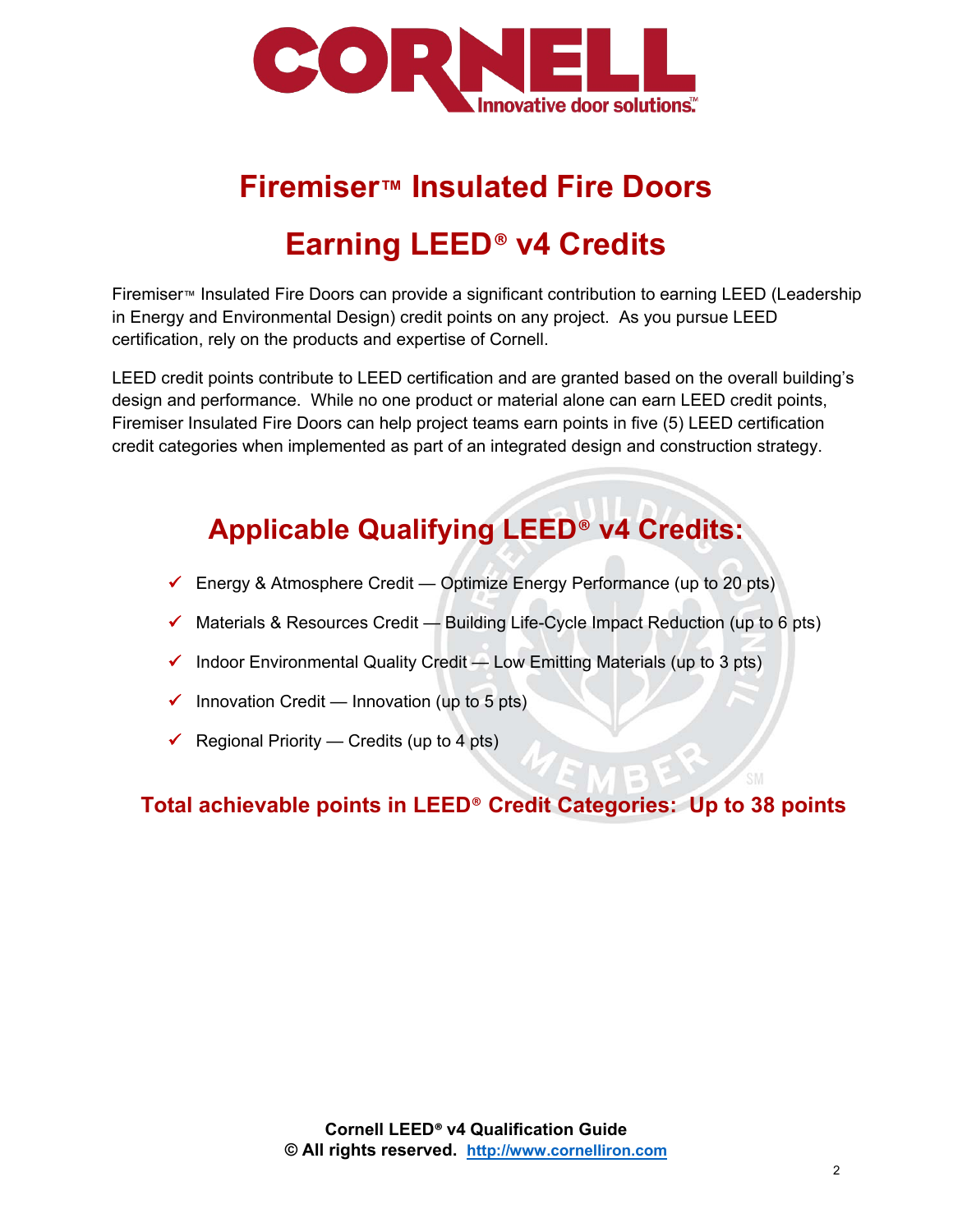# Firemiser™ Insulated Fire Doors

# Earning LEED® v4 Credits

Firemiser™ Insulated Fire Doors can provide a significant contribution to earning LEED (Leadership in Energy and Environmental Design) credit points on any project. As you pursue LEED certification, rely on the products and expertise of Cornell.

LEED credit points contribute to LEED certification and are granted based on the overall building's design and performance. While no one product or material alone can earn LEED credit points, Firemiser Insulated Fire Doors can help project teams earn points in five (5) LEED certification credit categories when implemented as part of an integrated design and construction strategy.

## Applicable Qualifying LEED® v4 Credits:

- ✓ Energy & Atmosphere Credit — Optimize Energy Performance (up to 20 pts)
- ✓ Materials & Resources Credit — Building Life-Cycle Impact Reduction (up to 6 pts)
- ✓ Indoor Environmental Quality Credit — Low Emitting Materials (up to 3 pts)
- ✓ Innovation Credit — Innovation (up to 5 pts)
- ✓ Regional Priority — Credits (up to 4 pts)

**Total achievable points in LEED® Credit Categories: Up to 38 points**

**Cornell LEED® v4 Qualification Guide**
**© All rights reserved. http://www.cornelliron.com**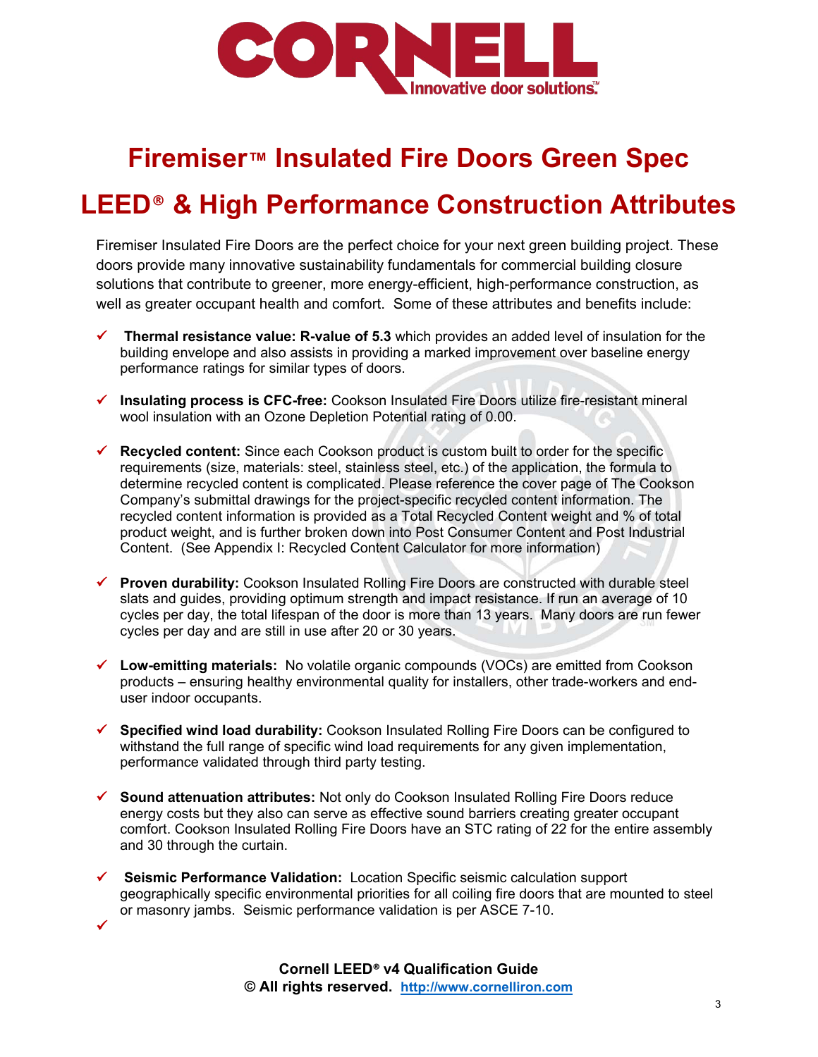# Firemiser™ Insulated Fire Doors Green Spec

# LEED® & High Performance Construction Attributes

Firemiser Insulated Fire Doors are the perfect choice for your next green building project. These doors provide many innovative sustainability fundamentals for commercial building closure solutions that contribute to greener, more energy-efficient, high-performance construction, as well as greater occupant health and comfort. Some of these attributes and benefits include:

- ✓ **Thermal resistance value: R-value of 5.3** which provides an added level of insulation for the building envelope and also assists in providing a marked improvement over baseline energy performance ratings for similar types of doors.
- ✓ **Insulating process is CFC-free:** Cookson Insulated Fire Doors utilize fire-resistant mineral wool insulation with an Ozone Depletion Potential rating of 0.00.
- ✓ **Recycled content:** Since each Cookson product is custom built to order for the specific requirements (size, materials: steel, stainless steel, etc.) of the application, the formula to determine recycled content is complicated. Please reference the cover page of The Cookson Company's submittal drawings for the project-specific recycled content information. The recycled content information is provided as a Total Recycled Content weight and % of total product weight, and is further broken down into Post Consumer Content and Post Industrial Content. (See Appendix I: Recycled Content Calculator for more information)
- ✓ **Proven durability:** Cookson Insulated Rolling Fire Doors are constructed with durable steel slats and guides, providing optimum strength and impact resistance. If run an average of 10 cycles per day, the total lifespan of the door is more than 13 years. Many doors are run fewer cycles per day and are still in use after 20 or 30 years.
- ✓ **Low-emitting materials:** No volatile organic compounds (VOCs) are emitted from Cookson products – ensuring healthy environmental quality for installers, other trade-workers and end-user indoor occupants.
- ✓ **Specified wind load durability:** Cookson Insulated Rolling Fire Doors can be configured to withstand the full range of specific wind load requirements for any given implementation, performance validated through third party testing.
- ✓ **Sound attenuation attributes:** Not only do Cookson Insulated Rolling Fire Doors reduce energy costs but they also can serve as effective sound barriers creating greater occupant comfort. Cookson Insulated Rolling Fire Doors have an STC rating of 22 for the entire assembly and 30 through the curtain.
- ✓ **Seismic Performance Validation:** Location Specific seismic calculation support geographically specific environmental priorities for all coiling fire doors that are mounted to steel or masonry jambs. Seismic performance validation is per ASCE 7-10.
- ✓

**Cornell LEED® v4 Qualification Guide**
**© All rights reserved. http://www.cornelliron.com**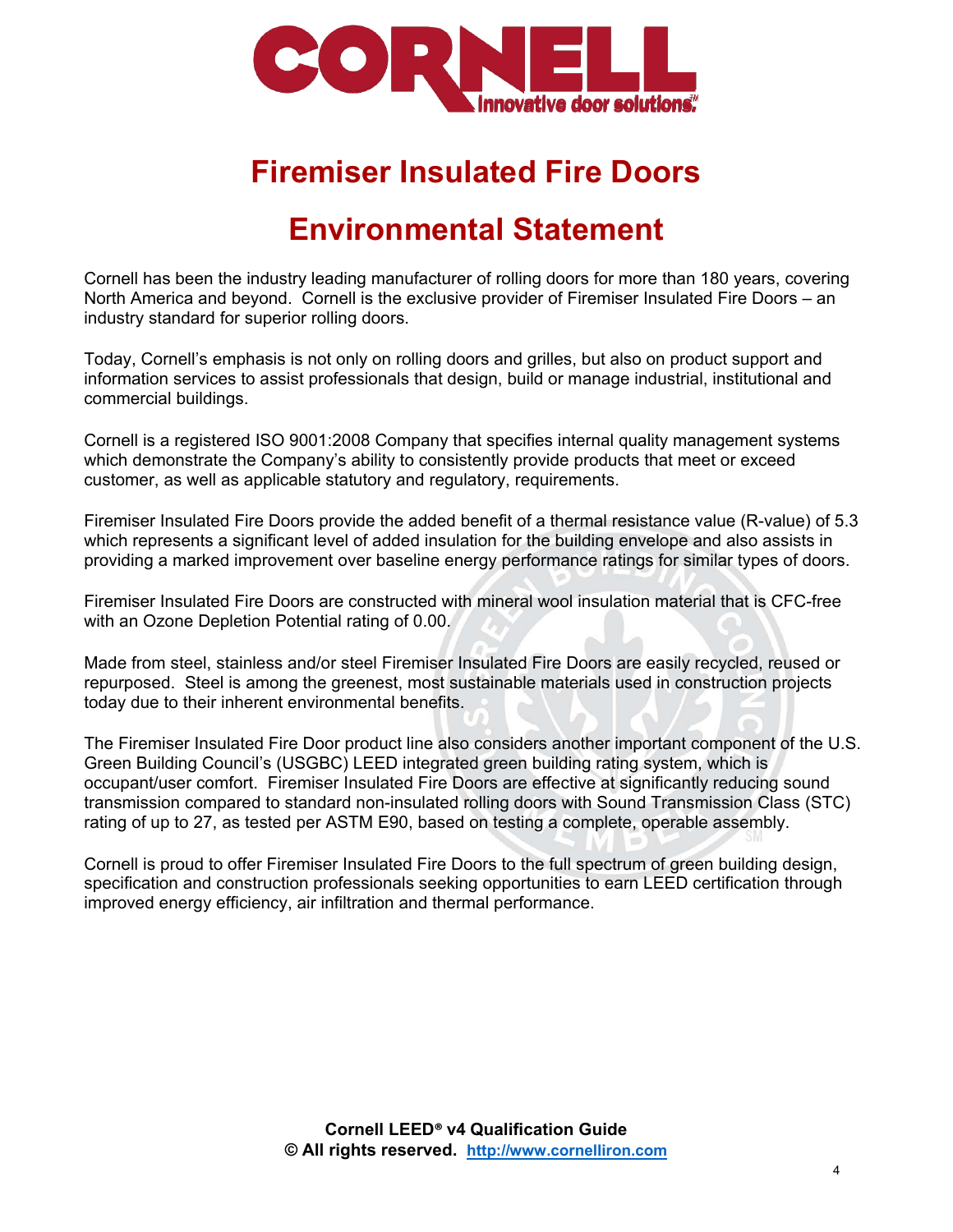# Firemiser Insulated Fire Doors

# Environmental Statement

Cornell has been the industry leading manufacturer of rolling doors for more than 180 years, covering North America and beyond. Cornell is the exclusive provider of Firemiser Insulated Fire Doors – an industry standard for superior rolling doors.

Today, Cornell's emphasis is not only on rolling doors and grilles, but also on product support and information services to assist professionals that design, build or manage industrial, institutional and commercial buildings.

Cornell is a registered ISO 9001:2008 Company that specifies internal quality management systems which demonstrate the Company's ability to consistently provide products that meet or exceed customer, as well as applicable statutory and regulatory, requirements.

Firemiser Insulated Fire Doors provide the added benefit of a thermal resistance value (R-value) of 5.3 which represents a significant level of added insulation for the building envelope and also assists in providing a marked improvement over baseline energy performance ratings for similar types of doors.

Firemiser Insulated Fire Doors are constructed with mineral wool insulation material that is CFC-free with an Ozone Depletion Potential rating of 0.00.

Made from steel, stainless and/or steel Firemiser Insulated Fire Doors are easily recycled, reused or repurposed. Steel is among the greenest, most sustainable materials used in construction projects today due to their inherent environmental benefits.

The Firemiser Insulated Fire Door product line also considers another important component of the U.S. Green Building Council's (USGBC) LEED integrated green building rating system, which is occupant/user comfort. Firemiser Insulated Fire Doors are effective at significantly reducing sound transmission compared to standard non-insulated rolling doors with Sound Transmission Class (STC) rating of up to 27, as tested per ASTM E90, based on testing a complete, operable assembly.

Cornell is proud to offer Firemiser Insulated Fire Doors to the full spectrum of green building design, specification and construction professionals seeking opportunities to earn LEED certification through improved energy efficiency, air infiltration and thermal performance.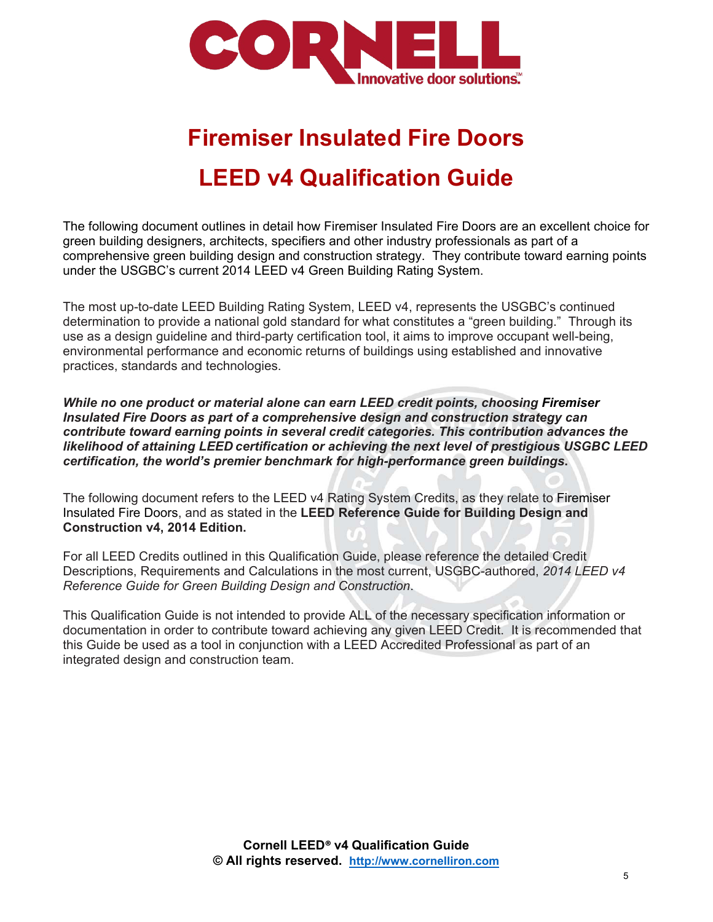# Firemiser Insulated Fire Doors

# LEED v4 Qualification Guide

The following document outlines in detail how Firemiser Insulated Fire Doors are an excellent choice for green building designers, architects, specifiers and other industry professionals as part of a comprehensive green building design and construction strategy. They contribute toward earning points under the USGBC's current 2014 LEED v4 Green Building Rating System.

The most up-to-date LEED Building Rating System, LEED v4, represents the USGBC's continued determination to provide a national gold standard for what constitutes a "green building." Through its use as a design guideline and third-party certification tool, it aims to improve occupant well-being, environmental performance and economic returns of buildings using established and innovative practices, standards and technologies.

***While no one product or material alone can earn LEED credit points, choosing Firemiser Insulated Fire Doors as part of a comprehensive design and construction strategy can contribute toward earning points in several credit categories. This contribution advances the likelihood of attaining LEED certification or achieving the next level of prestigious USGBC LEED certification, the world's premier benchmark for high-performance green buildings.***

The following document refers to the LEED v4 Rating System Credits, as they relate to Firemiser Insulated Fire Doors, and as stated in the **LEED Reference Guide for Building Design and Construction v4, 2014 Edition.**

For all LEED Credits outlined in this Qualification Guide, please reference the detailed Credit Descriptions, Requirements and Calculations in the most current, USGBC-authored, *2014 LEED v4 Reference Guide for Green Building Design and Construction*.

This Qualification Guide is not intended to provide ALL of the necessary specification information or documentation in order to contribute toward achieving any given LEED Credit. It is recommended that this Guide be used as a tool in conjunction with a LEED Accredited Professional as part of an integrated design and construction team.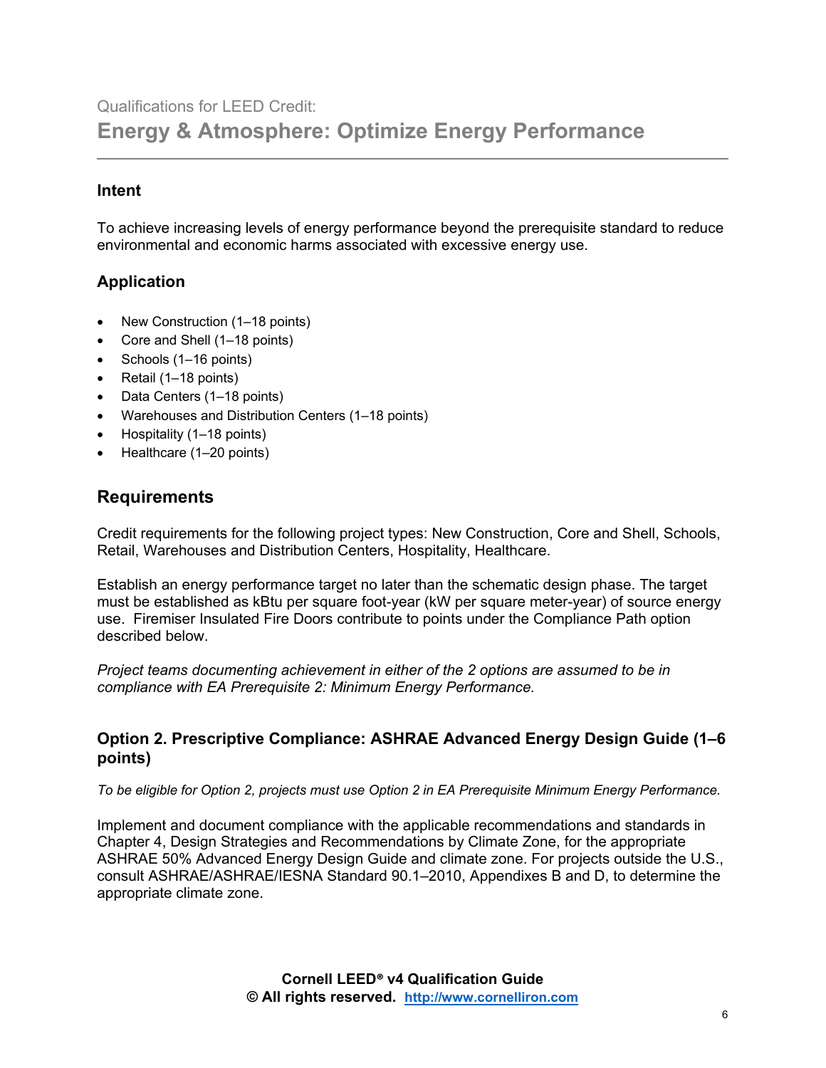Qualifications for LEED Credit:

# Energy & Atmosphere: Optimize Energy Performance

### Intent

To achieve increasing levels of energy performance beyond the prerequisite standard to reduce environmental and economic harms associated with excessive energy use.

### Application

- New Construction (1–18 points)
- Core and Shell (1–18 points)
- Schools (1–16 points)
- Retail (1–18 points)
- Data Centers (1–18 points)
- Warehouses and Distribution Centers (1–18 points)
- Hospitality (1–18 points)
- Healthcare (1–20 points)

## Requirements

Credit requirements for the following project types: New Construction, Core and Shell, Schools, Retail, Warehouses and Distribution Centers, Hospitality, Healthcare.

Establish an energy performance target no later than the schematic design phase. The target must be established as kBtu per square foot-year (kW per square meter-year) of source energy use. Firemiser Insulated Fire Doors contribute to points under the Compliance Path option described below.

*Project teams documenting achievement in either of the 2 options are assumed to be in compliance with EA Prerequisite 2: Minimum Energy Performance.*

### Option 2. Prescriptive Compliance: ASHRAE Advanced Energy Design Guide (1–6 points)

*To be eligible for Option 2, projects must use Option 2 in EA Prerequisite Minimum Energy Performance.*

Implement and document compliance with the applicable recommendations and standards in Chapter 4, Design Strategies and Recommendations by Climate Zone, for the appropriate ASHRAE 50% Advanced Energy Design Guide and climate zone. For projects outside the U.S., consult ASHRAE/ASHRAE/IESNA Standard 90.1–2010, Appendixes B and D, to determine the appropriate climate zone.

**Cornell LEED® v4 Qualification Guide**
**© All rights reserved. http://www.cornelliron.com**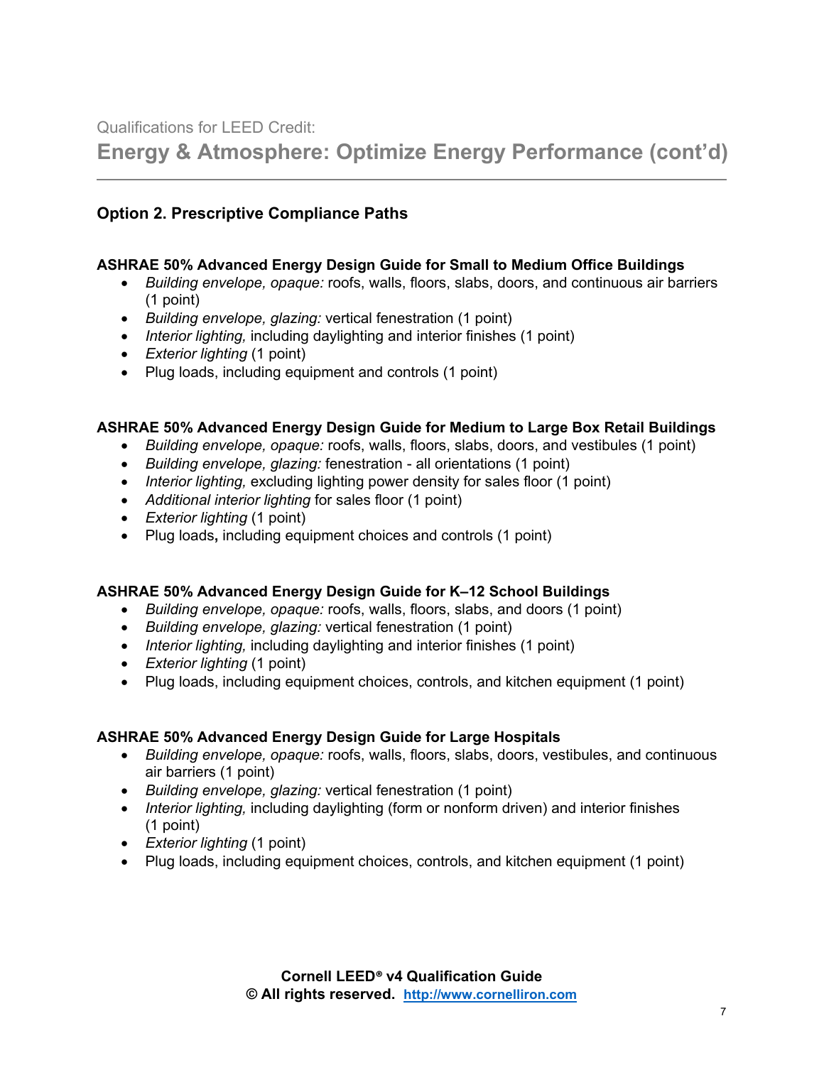Qualifications for LEED Credit:

# Energy & Atmosphere: Optimize Energy Performance (cont'd)

## Option 2. Prescriptive Compliance Paths

### ASHRAE 50% Advanced Energy Design Guide for Small to Medium Office Buildings

- *Building envelope, opaque:* roofs, walls, floors, slabs, doors, and continuous air barriers (1 point)
- *Building envelope, glazing:* vertical fenestration (1 point)
- *Interior lighting,* including daylighting and interior finishes (1 point)
- *Exterior lighting* (1 point)
- Plug loads, including equipment and controls (1 point)

### ASHRAE 50% Advanced Energy Design Guide for Medium to Large Box Retail Buildings

- *Building envelope, opaque:* roofs, walls, floors, slabs, doors, and vestibules (1 point)
- *Building envelope, glazing:* fenestration - all orientations (1 point)
- *Interior lighting,* excluding lighting power density for sales floor (1 point)
- *Additional interior lighting* for sales floor (1 point)
- *Exterior lighting* (1 point)
- Plug loads**,** including equipment choices and controls (1 point)

### ASHRAE 50% Advanced Energy Design Guide for K–12 School Buildings

- *Building envelope, opaque:* roofs, walls, floors, slabs, and doors (1 point)
- *Building envelope, glazing:* vertical fenestration (1 point)
- *Interior lighting,* including daylighting and interior finishes (1 point)
- *Exterior lighting* (1 point)
- Plug loads, including equipment choices, controls, and kitchen equipment (1 point)

### ASHRAE 50% Advanced Energy Design Guide for Large Hospitals

- *Building envelope, opaque:* roofs, walls, floors, slabs, doors, vestibules, and continuous air barriers (1 point)
- *Building envelope, glazing:* vertical fenestration (1 point)
- *Interior lighting,* including daylighting (form or nonform driven) and interior finishes (1 point)
- *Exterior lighting* (1 point)
- Plug loads, including equipment choices, controls, and kitchen equipment (1 point)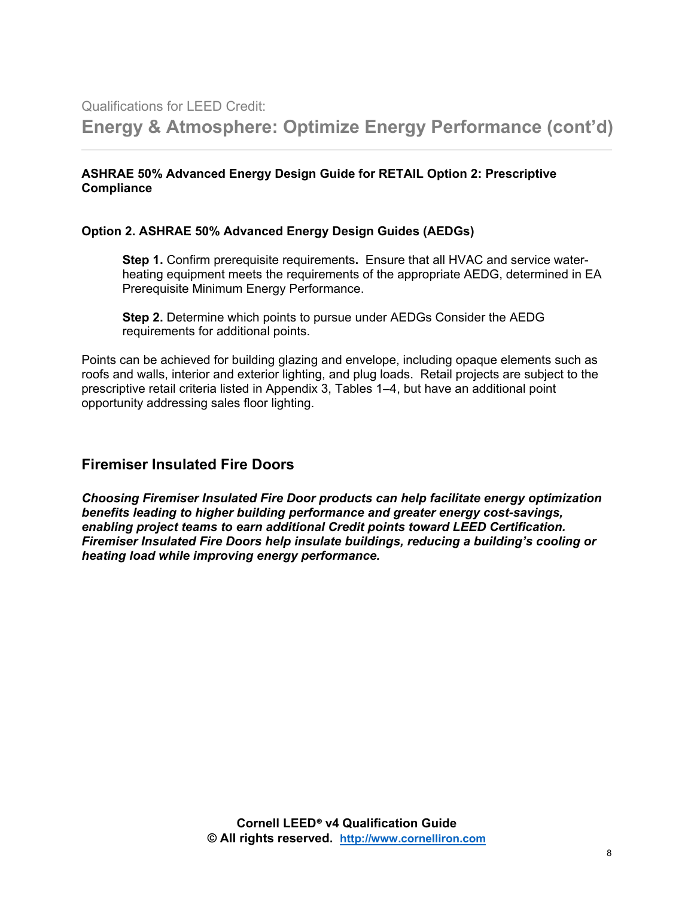Qualifications for LEED Credit:

# Energy & Atmosphere: Optimize Energy Performance (cont'd)

**ASHRAE 50% Advanced Energy Design Guide for RETAIL Option 2: Prescriptive Compliance**

**Option 2. ASHRAE 50% Advanced Energy Design Guides (AEDGs)**

> **Step 1.** Confirm prerequisite requirements**.** Ensure that all HVAC and service water-heating equipment meets the requirements of the appropriate AEDG, determined in EA Prerequisite Minimum Energy Performance.
>
> **Step 2.** Determine which points to pursue under AEDGs Consider the AEDG requirements for additional points.

Points can be achieved for building glazing and envelope, including opaque elements such as roofs and walls, interior and exterior lighting, and plug loads. Retail projects are subject to the prescriptive retail criteria listed in Appendix 3, Tables 1–4, but have an additional point opportunity addressing sales floor lighting.

## Firemiser Insulated Fire Doors

***Choosing Firemiser Insulated Fire Door products can help facilitate energy optimization benefits leading to higher building performance and greater energy cost-savings, enabling project teams to earn additional Credit points toward LEED Certification. Firemiser Insulated Fire Doors help insulate buildings, reducing a building's cooling or heating load while improving energy performance.***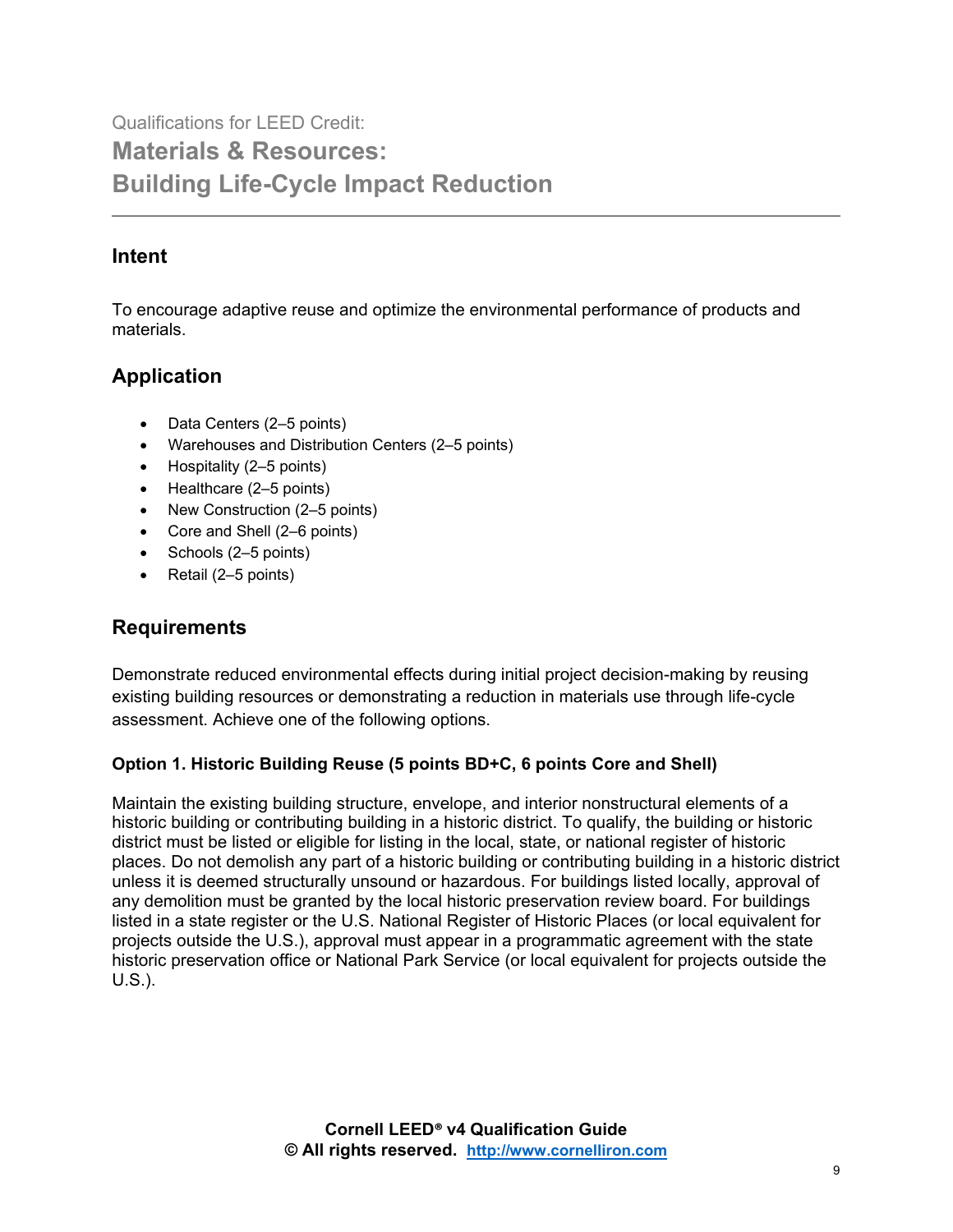Qualifications for LEED Credit:

# Materials & Resources: Building Life-Cycle Impact Reduction

## Intent

To encourage adaptive reuse and optimize the environmental performance of products and materials.

## Application

- Data Centers (2–5 points)
- Warehouses and Distribution Centers (2–5 points)
- Hospitality (2–5 points)
- Healthcare (2–5 points)
- New Construction (2–5 points)
- Core and Shell (2–6 points)
- Schools (2–5 points)
- Retail (2–5 points)

## Requirements

Demonstrate reduced environmental effects during initial project decision-making by reusing existing building resources or demonstrating a reduction in materials use through life-cycle assessment. Achieve one of the following options.

### Option 1. Historic Building Reuse (5 points BD+C, 6 points Core and Shell)

Maintain the existing building structure, envelope, and interior nonstructural elements of a historic building or contributing building in a historic district. To qualify, the building or historic district must be listed or eligible for listing in the local, state, or national register of historic places. Do not demolish any part of a historic building or contributing building in a historic district unless it is deemed structurally unsound or hazardous. For buildings listed locally, approval of any demolition must be granted by the local historic preservation review board. For buildings listed in a state register or the U.S. National Register of Historic Places (or local equivalent for projects outside the U.S.), approval must appear in a programmatic agreement with the state historic preservation office or National Park Service (or local equivalent for projects outside the U.S.).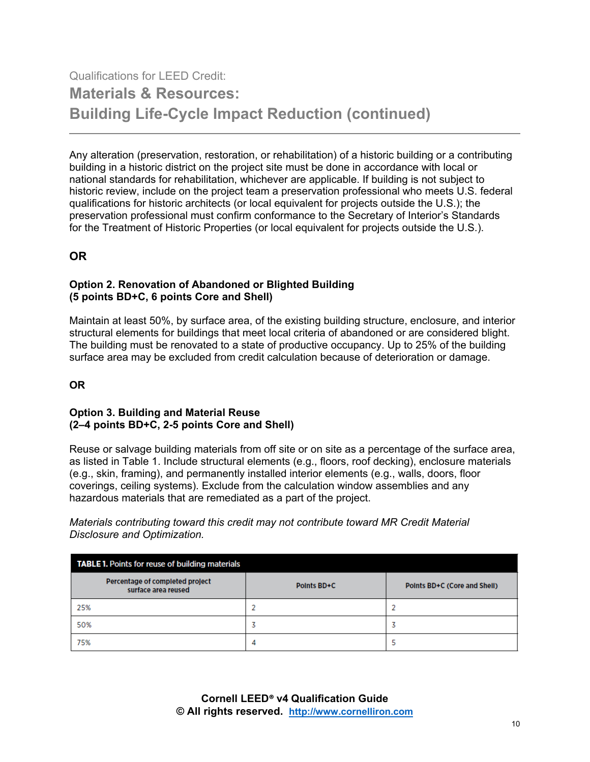Qualifications for LEED Credit:

## Materials & Resources: Building Life-Cycle Impact Reduction (continued)

Any alteration (preservation, restoration, or rehabilitation) of a historic building or a contributing building in a historic district on the project site must be done in accordance with local or national standards for rehabilitation, whichever are applicable. If building is not subject to historic review, include on the project team a preservation professional who meets U.S. federal qualifications for historic architects (or local equivalent for projects outside the U.S.); the preservation professional must confirm conformance to the Secretary of Interior's Standards for the Treatment of Historic Properties (or local equivalent for projects outside the U.S.).

**OR**

**Option 2. Renovation of Abandoned or Blighted Building**
**(5 points BD+C, 6 points Core and Shell)**

Maintain at least 50%, by surface area, of the existing building structure, enclosure, and interior structural elements for buildings that meet local criteria of abandoned or are considered blight. The building must be renovated to a state of productive occupancy. Up to 25% of the building surface area may be excluded from credit calculation because of deterioration or damage.

**OR**

**Option 3. Building and Material Reuse**
**(2–4 points BD+C, 2-5 points Core and Shell)**

Reuse or salvage building materials from off site or on site as a percentage of the surface area, as listed in Table 1. Include structural elements (e.g., floors, roof decking), enclosure materials (e.g., skin, framing), and permanently installed interior elements (e.g., walls, doors, floor coverings, ceiling systems). Exclude from the calculation window assemblies and any hazardous materials that are remediated as a part of the project.

*Materials contributing toward this credit may not contribute toward MR Credit Material Disclosure and Optimization.*

**TABLE 1.** Points for reuse of building materials

| Percentage of completed project surface area reused | Points BD+C | Points BD+C (Core and Shell) |
|---|---|---|
| 25% | 2 | 2 |
| 50% | 3 | 3 |
| 75% | 4 | 5 |

**Cornell LEED® v4 Qualification Guide**
**© All rights reserved. http://www.cornelliron.com**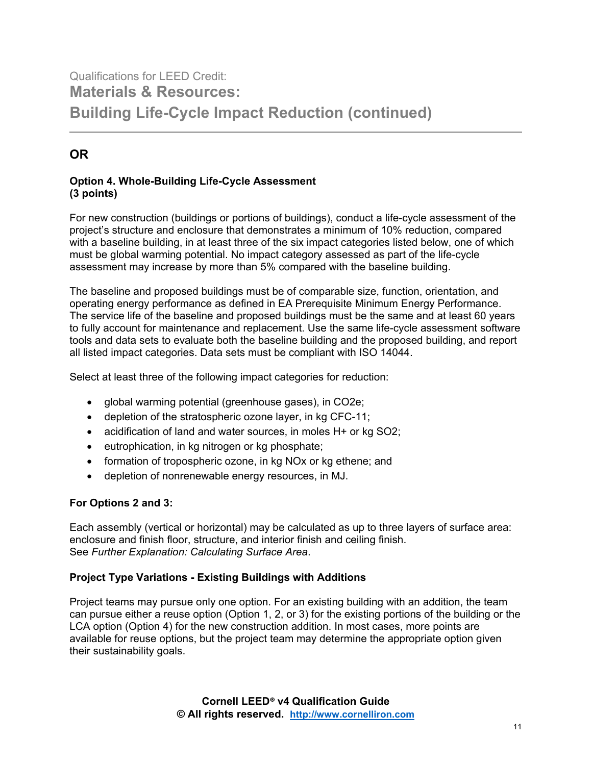Qualifications for LEED Credit:

# Materials & Resources: Building Life-Cycle Impact Reduction (continued)

---

## OR

### Option 4. Whole-Building Life-Cycle Assessment (3 points)

For new construction (buildings or portions of buildings), conduct a life-cycle assessment of the project's structure and enclosure that demonstrates a minimum of 10% reduction, compared with a baseline building, in at least three of the six impact categories listed below, one of which must be global warming potential. No impact category assessed as part of the life-cycle assessment may increase by more than 5% compared with the baseline building.

The baseline and proposed buildings must be of comparable size, function, orientation, and operating energy performance as defined in EA Prerequisite Minimum Energy Performance. The service life of the baseline and proposed buildings must be the same and at least 60 years to fully account for maintenance and replacement. Use the same life-cycle assessment software tools and data sets to evaluate both the baseline building and the proposed building, and report all listed impact categories. Data sets must be compliant with ISO 14044.

Select at least three of the following impact categories for reduction:

- global warming potential (greenhouse gases), in $CO_2e$;
- depletion of the stratospheric ozone layer, in kg CFC-11;
- acidification of land and water sources, in moles $H^+$ or kg $SO_2$;
- eutrophication, in kg nitrogen or kg phosphate;
- formation of tropospheric ozone, in kg $NO_x$ or kg ethene; and
- depletion of nonrenewable energy resources, in MJ.

### For Options 2 and 3:

Each assembly (vertical or horizontal) may be calculated as up to three layers of surface area: enclosure and finish floor, structure, and interior finish and ceiling finish.
See *Further Explanation: Calculating Surface Area*.

### Project Type Variations - Existing Buildings with Additions

Project teams may pursue only one option. For an existing building with an addition, the team can pursue either a reuse option (Option 1, 2, or 3) for the existing portions of the building or the LCA option (Option 4) for the new construction addition. In most cases, more points are available for reuse options, but the project team may determine the appropriate option given their sustainability goals.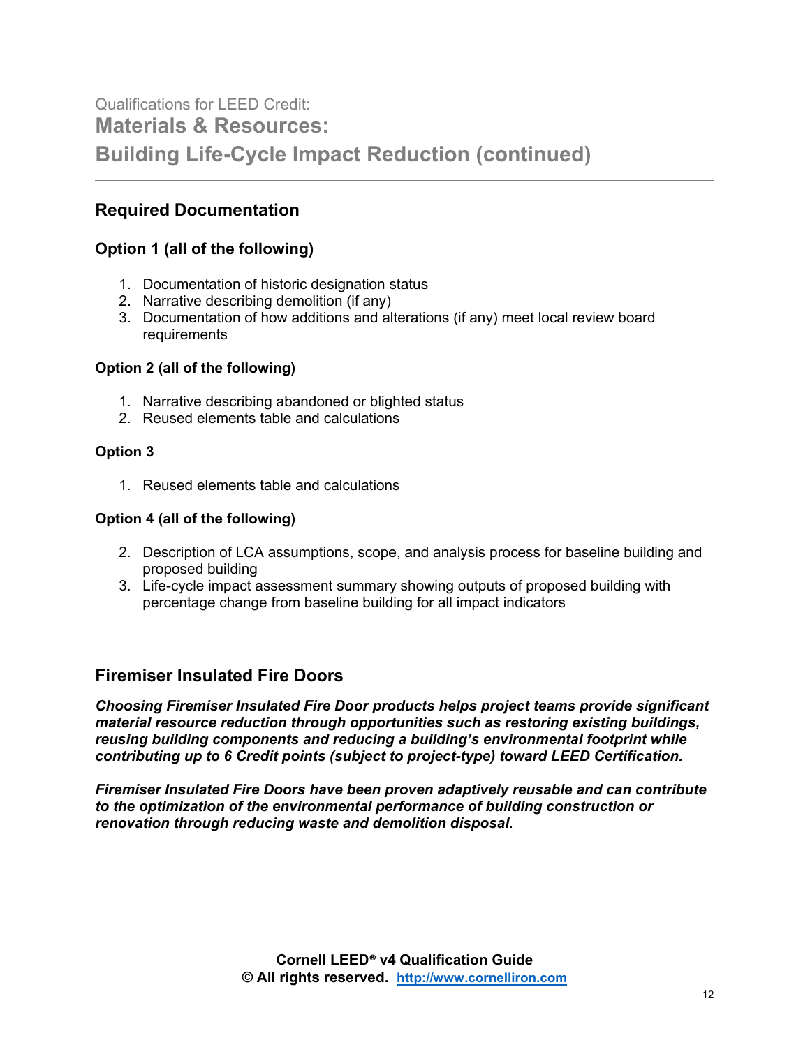Qualifications for LEED Credit:

# Materials & Resources: Building Life-Cycle Impact Reduction (continued)

## Required Documentation

### Option 1 (all of the following)

1. Documentation of historic designation status
2. Narrative describing demolition (if any)
3. Documentation of how additions and alterations (if any) meet local review board requirements

### Option 2 (all of the following)

1. Narrative describing abandoned or blighted status
2. Reused elements table and calculations

### Option 3

1. Reused elements table and calculations

### Option 4 (all of the following)

2. Description of LCA assumptions, scope, and analysis process for baseline building and proposed building
3. Life-cycle impact assessment summary showing outputs of proposed building with percentage change from baseline building for all impact indicators

## Firemiser Insulated Fire Doors

***Choosing Firemiser Insulated Fire Door products helps project teams provide significant material resource reduction through opportunities such as restoring existing buildings, reusing building components and reducing a building's environmental footprint while contributing up to 6 Credit points (subject to project-type) toward LEED Certification.***

***Firemiser Insulated Fire Doors have been proven adaptively reusable and can contribute to the optimization of the environmental performance of building construction or renovation through reducing waste and demolition disposal.***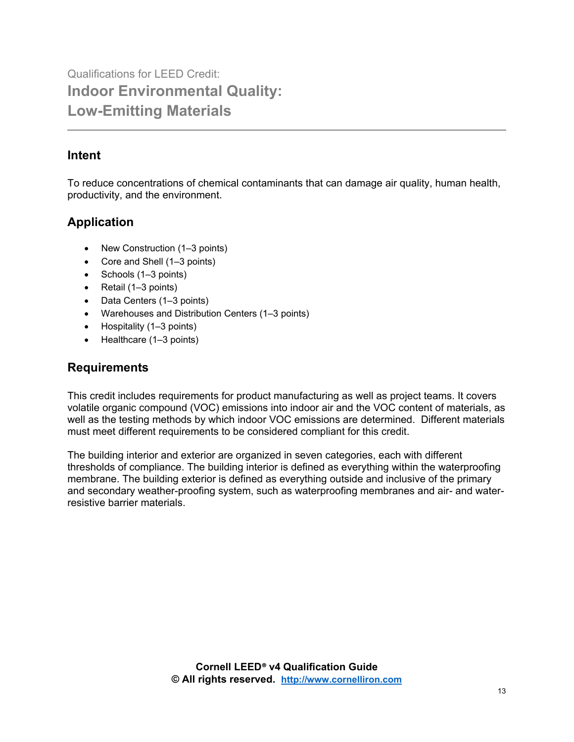Qualifications for LEED Credit:

# Indoor Environmental Quality: Low-Emitting Materials

## Intent

To reduce concentrations of chemical contaminants that can damage air quality, human health, productivity, and the environment.

## Application

- New Construction (1–3 points)
- Core and Shell (1–3 points)
- Schools (1–3 points)
- Retail (1–3 points)
- Data Centers (1–3 points)
- Warehouses and Distribution Centers (1–3 points)
- Hospitality (1–3 points)
- Healthcare (1–3 points)

## Requirements

This credit includes requirements for product manufacturing as well as project teams. It covers volatile organic compound (VOC) emissions into indoor air and the VOC content of materials, as well as the testing methods by which indoor VOC emissions are determined. Different materials must meet different requirements to be considered compliant for this credit.

The building interior and exterior are organized in seven categories, each with different thresholds of compliance. The building interior is defined as everything within the waterproofing membrane. The building exterior is defined as everything outside and inclusive of the primary and secondary weather-proofing system, such as waterproofing membranes and air- and water-resistive barrier materials.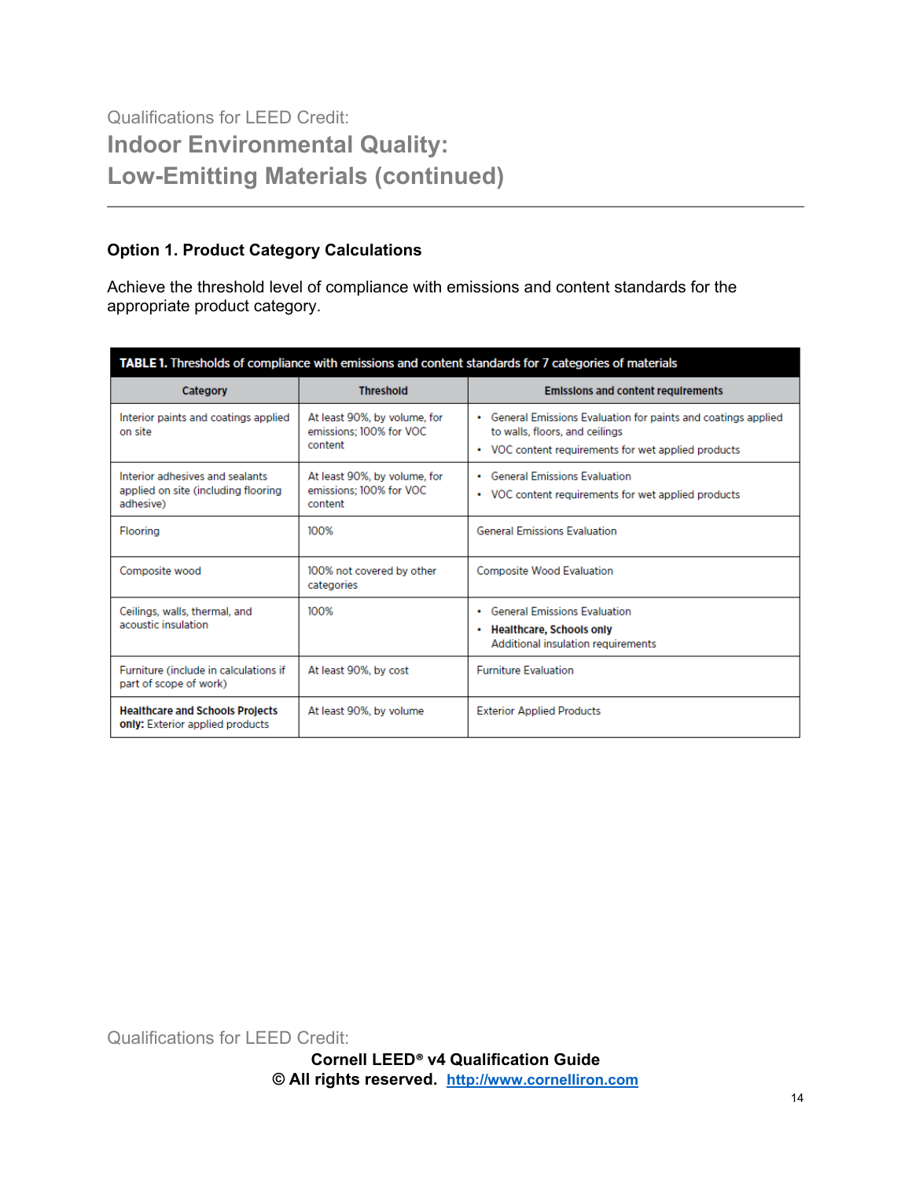Qualifications for LEED Credit:

# Indoor Environmental Quality: Low-Emitting Materials (continued)

### Option 1. Product Category Calculations

Achieve the threshold level of compliance with emissions and content standards for the appropriate product category.

**TABLE 1.** Thresholds of compliance with emissions and content standards for 7 categories of materials

| Category | Threshold | Emissions and content requirements |
| --- | --- | --- |
| Interior paints and coatings applied on site | At least 90%, by volume, for emissions; 100% for VOC content | • General Emissions Evaluation for paints and coatings applied to walls, floors, and ceilings<br>• VOC content requirements for wet applied products |
| Interior adhesives and sealants applied on site (including flooring adhesive) | At least 90%, by volume, for emissions; 100% for VOC content | • General Emissions Evaluation<br>• VOC content requirements for wet applied products |
| Flooring | 100% | General Emissions Evaluation |
| Composite wood | 100% not covered by other categories | Composite Wood Evaluation |
| Ceilings, walls, thermal, and acoustic insulation | 100% | • General Emissions Evaluation<br>• **Healthcare, Schools only** Additional insulation requirements |
| Furniture (include in calculations if part of scope of work) | At least 90%, by cost | Furniture Evaluation |
| **Healthcare and Schools Projects only:** Exterior applied products | At least 90%, by volume | Exterior Applied Products |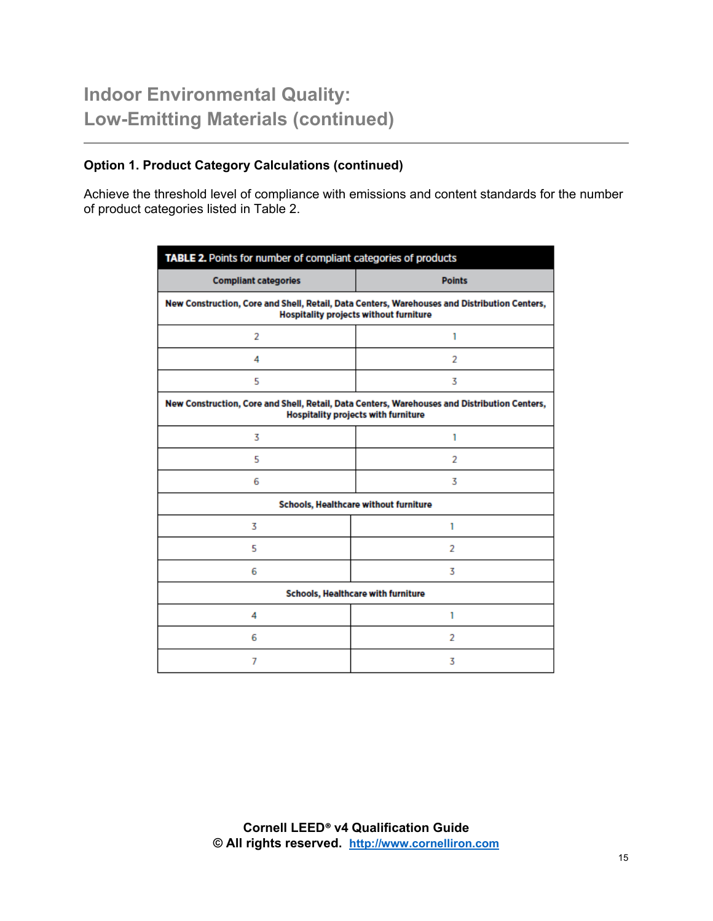## Indoor Environmental Quality: Low-Emitting Materials (continued)

### Option 1. Product Category Calculations (continued)

Achieve the threshold level of compliance with emissions and content standards for the number of product categories listed in Table 2.

**TABLE 2.** Points for number of compliant categories of products

| Compliant categories | Points |
|---|---|
| **New Construction, Core and Shell, Retail, Data Centers, Warehouses and Distribution Centers, Hospitality projects without furniture** | |
| 2 | 1 |
| 4 | 2 |
| 5 | 3 |
| **New Construction, Core and Shell, Retail, Data Centers, Warehouses and Distribution Centers, Hospitality projects with furniture** | |
| 3 | 1 |
| 5 | 2 |
| 6 | 3 |
| **Schools, Healthcare without furniture** | |
| 3 | 1 |
| 5 | 2 |
| 6 | 3 |
| **Schools, Healthcare with furniture** | |
| 4 | 1 |
| 6 | 2 |
| 7 | 3 |

**Cornell LEED® v4 Qualification Guide**
**© All rights reserved. [http://www.cornelliron.com](http://www.cornelliron.com)**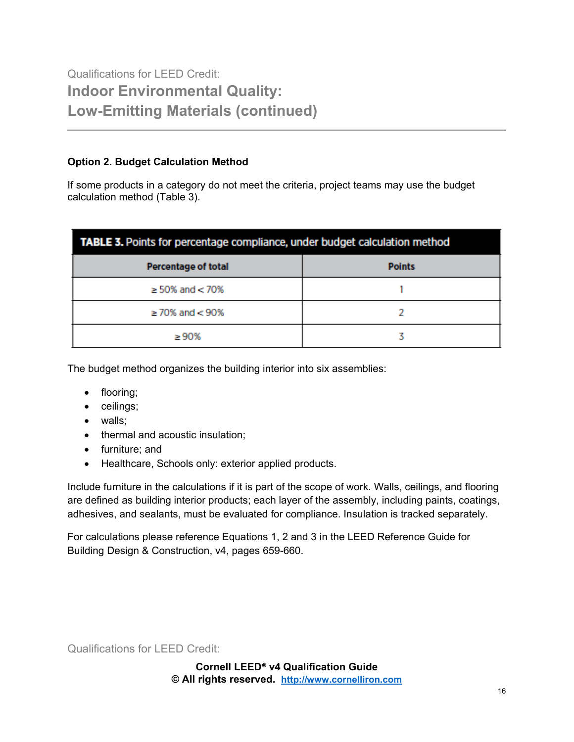Qualifications for LEED Credit:

# Indoor Environmental Quality: Low-Emitting Materials (continued)

**Option 2. Budget Calculation Method**

If some products in a category do not meet the criteria, project teams may use the budget calculation method (Table 3).

**TABLE 3.** Points for percentage compliance, under budget calculation method

| Percentage of total | Points |
|---|---|
| ≥ 50% and < 70% | 1 |
| ≥ 70% and < 90% | 2 |
| ≥ 90% | 3 |

The budget method organizes the building interior into six assemblies:

- flooring;
- ceilings;
- walls;
- thermal and acoustic insulation;
- furniture; and
- Healthcare, Schools only: exterior applied products.

Include furniture in the calculations if it is part of the scope of work. Walls, ceilings, and flooring are defined as building interior products; each layer of the assembly, including paints, coatings, adhesives, and sealants, must be evaluated for compliance. Insulation is tracked separately.

For calculations please reference Equations 1, 2 and 3 in the LEED Reference Guide for Building Design & Construction, v4, pages 659-660.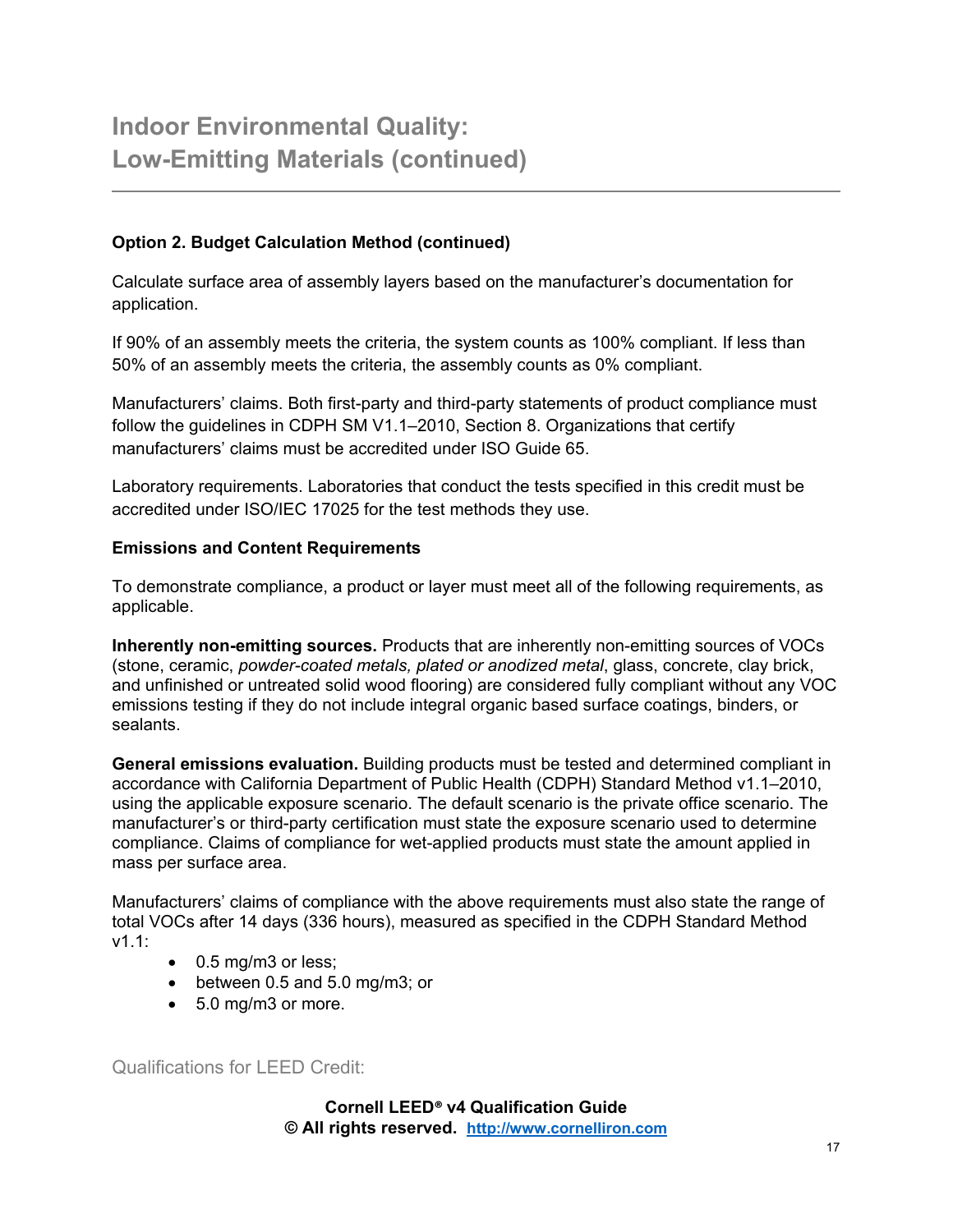# Indoor Environmental Quality: Low-Emitting Materials (continued)

**Option 2. Budget Calculation Method (continued)**

Calculate surface area of assembly layers based on the manufacturer's documentation for application.

If 90% of an assembly meets the criteria, the system counts as 100% compliant. If less than 50% of an assembly meets the criteria, the assembly counts as 0% compliant.

Manufacturers' claims. Both first-party and third-party statements of product compliance must follow the guidelines in CDPH SM V1.1–2010, Section 8. Organizations that certify manufacturers' claims must be accredited under ISO Guide 65.

Laboratory requirements. Laboratories that conduct the tests specified in this credit must be accredited under ISO/IEC 17025 for the test methods they use.

**Emissions and Content Requirements**

To demonstrate compliance, a product or layer must meet all of the following requirements, as applicable.

**Inherently non-emitting sources.** Products that are inherently non-emitting sources of VOCs (stone, ceramic, *powder-coated metals, plated or anodized metal*, glass, concrete, clay brick, and unfinished or untreated solid wood flooring) are considered fully compliant without any VOC emissions testing if they do not include integral organic based surface coatings, binders, or sealants.

**General emissions evaluation.** Building products must be tested and determined compliant in accordance with California Department of Public Health (CDPH) Standard Method v1.1–2010, using the applicable exposure scenario. The default scenario is the private office scenario. The manufacturer's or third-party certification must state the exposure scenario used to determine compliance. Claims of compliance for wet-applied products must state the amount applied in mass per surface area.

Manufacturers' claims of compliance with the above requirements must also state the range of total VOCs after 14 days (336 hours), measured as specified in the CDPH Standard Method v1.1:

- 0.5 mg/m3 or less;
- between 0.5 and 5.0 mg/m3; or
- 5.0 mg/m3 or more.

Qualifications for LEED Credit: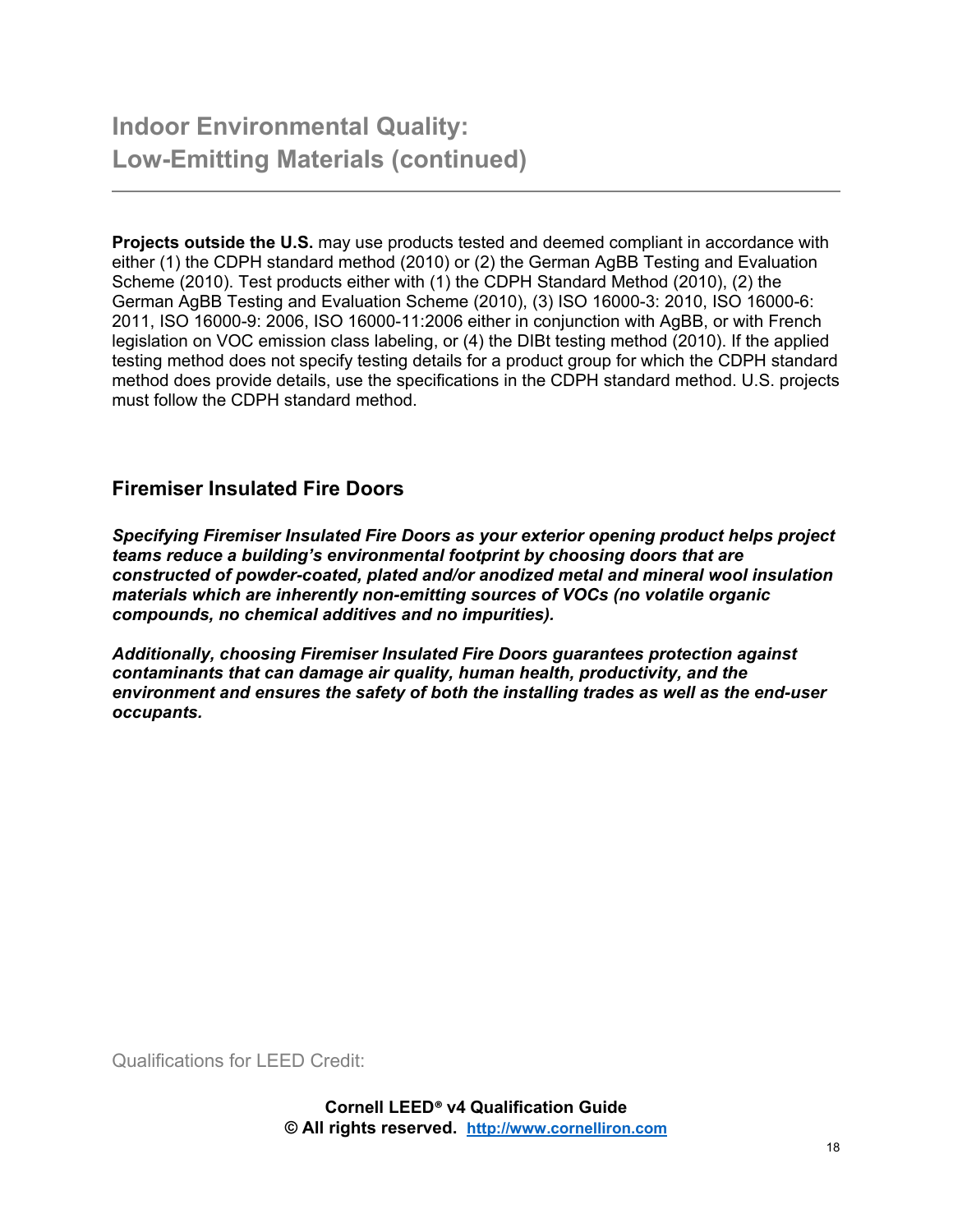## Indoor Environmental Quality: Low-Emitting Materials (continued)

**Projects outside the U.S.** may use products tested and deemed compliant in accordance with either (1) the CDPH standard method (2010) or (2) the German AgBB Testing and Evaluation Scheme (2010). Test products either with (1) the CDPH Standard Method (2010), (2) the German AgBB Testing and Evaluation Scheme (2010), (3) ISO 16000-3: 2010, ISO 16000-6: 2011, ISO 16000-9: 2006, ISO 16000-11:2006 either in conjunction with AgBB, or with French legislation on VOC emission class labeling, or (4) the DIBt testing method (2010). If the applied testing method does not specify testing details for a product group for which the CDPH standard method does provide details, use the specifications in the CDPH standard method. U.S. projects must follow the CDPH standard method.

### Firemiser Insulated Fire Doors

***Specifying Firemiser Insulated Fire Doors as your exterior opening product helps project teams reduce a building's environmental footprint by choosing doors that are constructed of powder-coated, plated and/or anodized metal and mineral wool insulation materials which are inherently non-emitting sources of VOCs (no volatile organic compounds, no chemical additives and no impurities).***

***Additionally, choosing Firemiser Insulated Fire Doors guarantees protection against contaminants that can damage air quality, human health, productivity, and the environment and ensures the safety of both the installing trades as well as the end-user occupants.***

Qualifications for LEED Credit: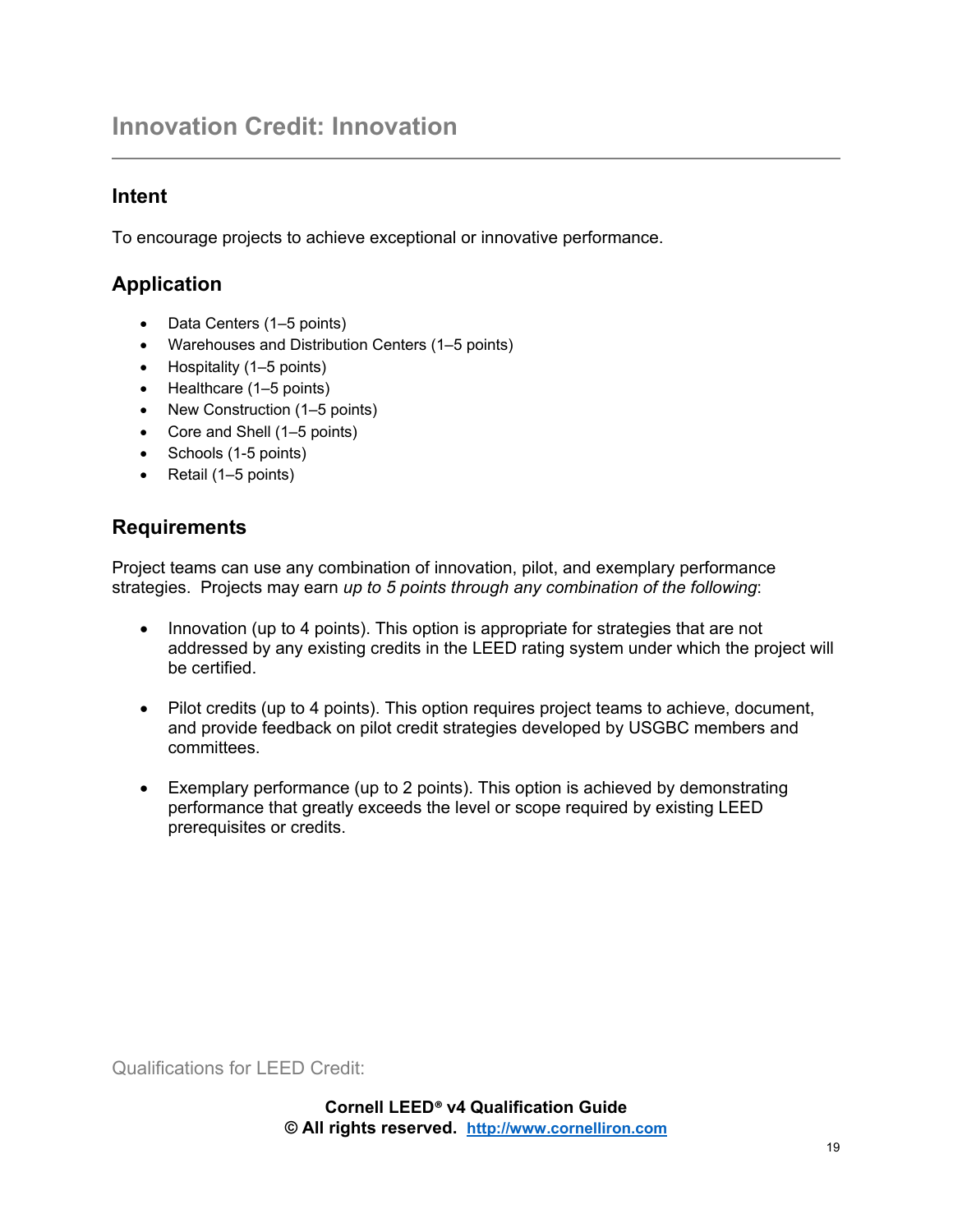# Innovation Credit: Innovation

## Intent

To encourage projects to achieve exceptional or innovative performance.

## Application

- Data Centers (1–5 points)
- Warehouses and Distribution Centers (1–5 points)
- Hospitality (1–5 points)
- Healthcare (1–5 points)
- New Construction (1–5 points)
- Core and Shell (1–5 points)
- Schools (1-5 points)
- Retail (1–5 points)

## Requirements

Project teams can use any combination of innovation, pilot, and exemplary performance strategies. Projects may earn *up to 5 points through any combination of the following*:

- Innovation (up to 4 points). This option is appropriate for strategies that are not addressed by any existing credits in the LEED rating system under which the project will be certified.

- Pilot credits (up to 4 points). This option requires project teams to achieve, document, and provide feedback on pilot credit strategies developed by USGBC members and committees.

- Exemplary performance (up to 2 points). This option is achieved by demonstrating performance that greatly exceeds the level or scope required by existing LEED prerequisites or credits.

Qualifications for LEED Credit:

**Cornell LEED® v4 Qualification Guide**
**© All rights reserved. http://www.cornelliron.com**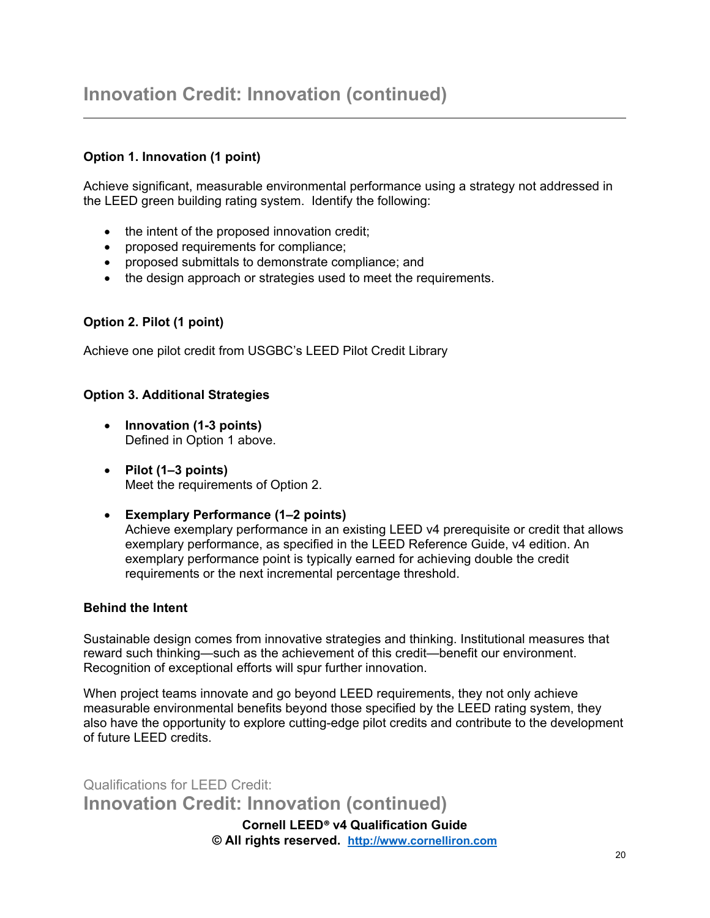# Innovation Credit: Innovation (continued)

**Option 1. Innovation (1 point)**

Achieve significant, measurable environmental performance using a strategy not addressed in the LEED green building rating system. Identify the following:

- the intent of the proposed innovation credit;
- proposed requirements for compliance;
- proposed submittals to demonstrate compliance; and
- the design approach or strategies used to meet the requirements.

**Option 2. Pilot (1 point)**

Achieve one pilot credit from USGBC's LEED Pilot Credit Library

**Option 3. Additional Strategies**

- **Innovation (1-3 points)**
  Defined in Option 1 above.

- **Pilot (1–3 points)**
  Meet the requirements of Option 2.

- **Exemplary Performance (1–2 points)**
  Achieve exemplary performance in an existing LEED v4 prerequisite or credit that allows exemplary performance, as specified in the LEED Reference Guide, v4 edition. An exemplary performance point is typically earned for achieving double the credit requirements or the next incremental percentage threshold.

**Behind the Intent**

Sustainable design comes from innovative strategies and thinking. Institutional measures that reward such thinking—such as the achievement of this credit—benefit our environment. Recognition of exceptional efforts will spur further innovation.

When project teams innovate and go beyond LEED requirements, they not only achieve measurable environmental benefits beyond those specified by the LEED rating system, they also have the opportunity to explore cutting-edge pilot credits and contribute to the development of future LEED credits.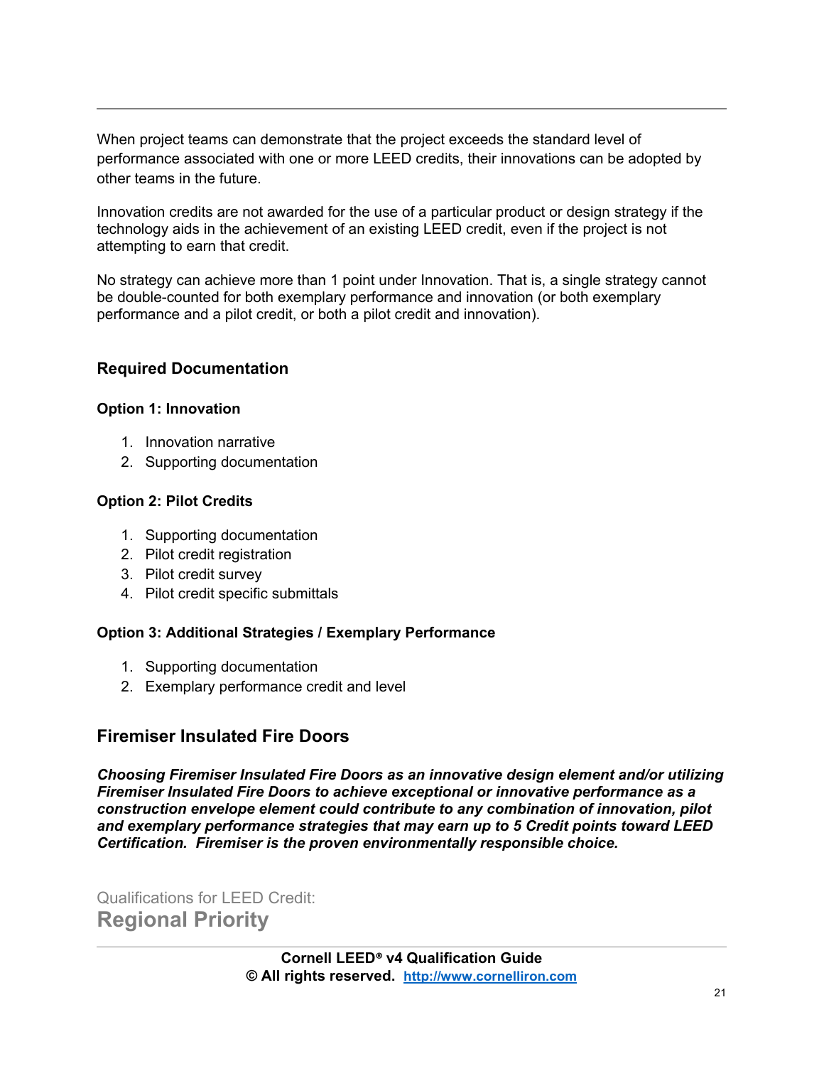When project teams can demonstrate that the project exceeds the standard level of performance associated with one or more LEED credits, their innovations can be adopted by other teams in the future.

Innovation credits are not awarded for the use of a particular product or design strategy if the technology aids in the achievement of an existing LEED credit, even if the project is not attempting to earn that credit.

No strategy can achieve more than 1 point under Innovation. That is, a single strategy cannot be double-counted for both exemplary performance and innovation (or both exemplary performance and a pilot credit, or both a pilot credit and innovation).

### Required Documentation

#### Option 1: Innovation

1. Innovation narrative
2. Supporting documentation

#### Option 2: Pilot Credits

1. Supporting documentation
2. Pilot credit registration
3. Pilot credit survey
4. Pilot credit specific submittals

#### Option 3: Additional Strategies / Exemplary Performance

1. Supporting documentation
2. Exemplary performance credit and level

### Firemiser Insulated Fire Doors

***Choosing Firemiser Insulated Fire Doors as an innovative design element and/or utilizing Firemiser Insulated Fire Doors to achieve exceptional or innovative performance as a construction envelope element could contribute to any combination of innovation, pilot and exemplary performance strategies that may earn up to 5 Credit points toward LEED Certification. Firemiser is the proven environmentally responsible choice.***

Qualifications for LEED Credit:

## Regional Priority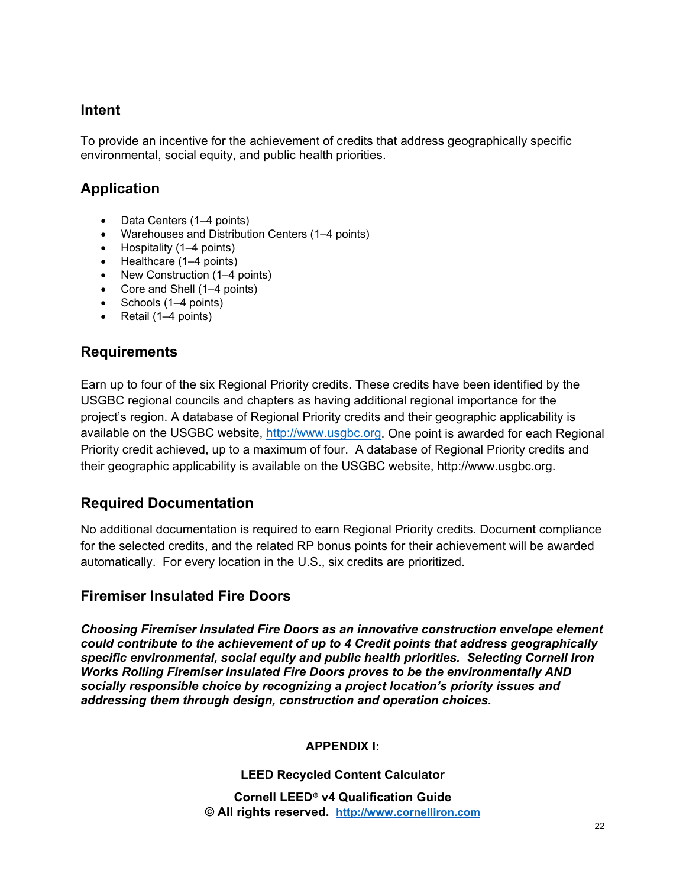## Intent

To provide an incentive for the achievement of credits that address geographically specific environmental, social equity, and public health priorities.

## Application

- Data Centers (1–4 points)
- Warehouses and Distribution Centers (1–4 points)
- Hospitality (1–4 points)
- Healthcare (1–4 points)
- New Construction (1–4 points)
- Core and Shell (1–4 points)
- Schools (1–4 points)
- Retail (1–4 points)

## Requirements

Earn up to four of the six Regional Priority credits. These credits have been identified by the USGBC regional councils and chapters as having additional regional importance for the project's region. A database of Regional Priority credits and their geographic applicability is available on the USGBC website, [http://www.usgbc.org](http://www.usgbc.org). One point is awarded for each Regional Priority credit achieved, up to a maximum of four. A database of Regional Priority credits and their geographic applicability is available on the USGBC website, http://www.usgbc.org.

## Required Documentation

No additional documentation is required to earn Regional Priority credits. Document compliance for the selected credits, and the related RP bonus points for their achievement will be awarded automatically. For every location in the U.S., six credits are prioritized.

## Firemiser Insulated Fire Doors

***Choosing Firemiser Insulated Fire Doors as an innovative construction envelope element could contribute to the achievement of up to 4 Credit points that address geographically specific environmental, social equity and public health priorities. Selecting Cornell Iron Works Rolling Firemiser Insulated Fire Doors proves to be the environmentally AND socially responsible choice by recognizing a project location's priority issues and addressing them through design, construction and operation choices.***

**APPENDIX I:**

**LEED Recycled Content Calculator**

**Cornell LEED® v4 Qualification Guide**
**© All rights reserved. [http://www.cornelliron.com](http://www.cornelliron.com)**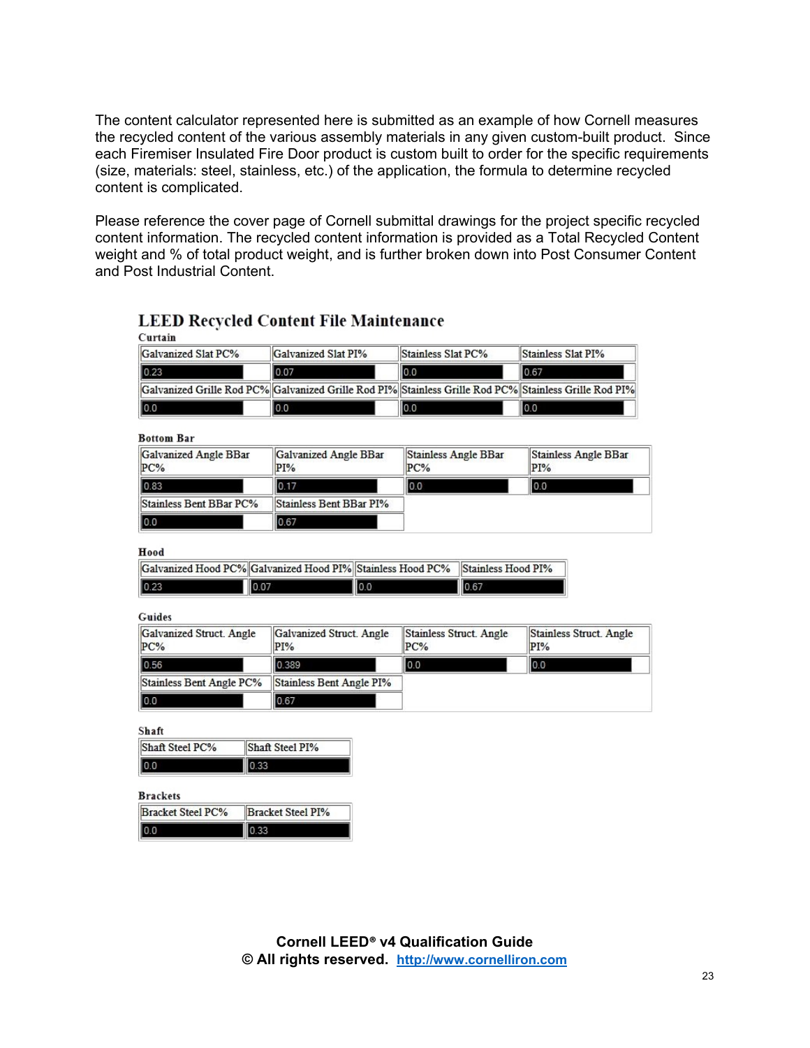The content calculator represented here is submitted as an example of how Cornell measures the recycled content of the various assembly materials in any given custom-built product. Since each Firemiser Insulated Fire Door product is custom built to order for the specific requirements (size, materials: steel, stainless, etc.) of the application, the formula to determine recycled content is complicated.

Please reference the cover page of Cornell submittal drawings for the project specific recycled content information. The recycled content information is provided as a Total Recycled Content weight and % of total product weight, and is further broken down into Post Consumer Content and Post Industrial Content.

## LEED Recycled Content File Maintenance

### Curtain

| Galvanized Slat PC% | Galvanized Slat PI% | Stainless Slat PC% | Stainless Slat PI% |
|---|---|---|---|
| 0.23 | 0.07 | 0.0 | 0.67 |
| **Galvanized Grille Rod PC%** | **Galvanized Grille Rod PI%** | **Stainless Grille Rod PC%** | **Stainless Grille Rod PI%** |
| 0.0 | 0.0 | 0.0 | 0.0 |

### Bottom Bar

| Galvanized Angle BBar PC% | Galvanized Angle BBar PI% | Stainless Angle BBar PC% | Stainless Angle BBar PI% |
|---|---|---|---|
| 0.83 | 0.17 | 0.0 | 0.0 |
| **Stainless Bent BBar PC%** | **Stainless Bent BBar PI%** | | |
| 0.0 | 0.67 | | |

### Hood

| Galvanized Hood PC% | Galvanized Hood PI% | Stainless Hood PC% | Stainless Hood PI% |
|---|---|---|---|
| 0.23 | 0.07 | 0.0 | 0.67 |

### Guides

| Galvanized Struct. Angle PC% | Galvanized Struct. Angle PI% | Stainless Struct. Angle PC% | Stainless Struct. Angle PI% |
|---|---|---|---|
| 0.56 | 0.389 | 0.0 | 0.0 |
| **Stainless Bent Angle PC%** | **Stainless Bent Angle PI%** | | |
| 0.0 | 0.67 | | |

### Shaft

| Shaft Steel PC% | Shaft Steel PI% |
|---|---|
| 0.0 | 0.33 |

### Brackets

| Bracket Steel PC% | Bracket Steel PI% |
|---|---|
| 0.0 | 0.33 |

**Cornell LEED® v4 Qualification Guide**
**© All rights reserved. http://www.cornelliron.com**